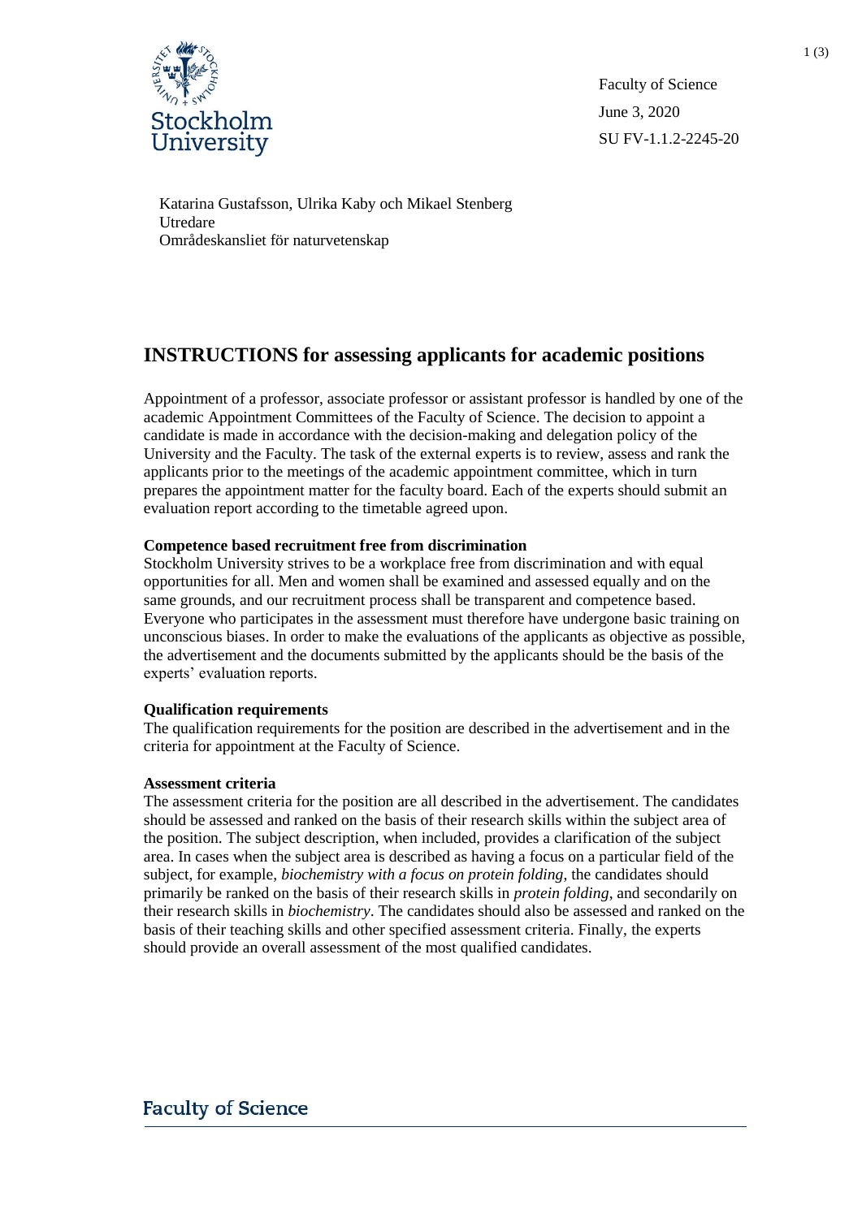Faculty of Science
June 3, 2020
SU FV-1.1.2-2245-20

Katarina Gustafsson, Ulrika Kaby och Mikael Stenberg
Utredare
Områdeskansliet för naturvetenskap

# INSTRUCTIONS for assessing applicants for academic positions

Appointment of a professor, associate professor or assistant professor is handled by one of the academic Appointment Committees of the Faculty of Science. The decision to appoint a candidate is made in accordance with the decision-making and delegation policy of the University and the Faculty. The task of the external experts is to review, assess and rank the applicants prior to the meetings of the academic appointment committee, which in turn prepares the appointment matter for the faculty board. Each of the experts should submit an evaluation report according to the timetable agreed upon.

**Competence based recruitment free from discrimination**

Stockholm University strives to be a workplace free from discrimination and with equal opportunities for all. Men and women shall be examined and assessed equally and on the same grounds, and our recruitment process shall be transparent and competence based. Everyone who participates in the assessment must therefore have undergone basic training on unconscious biases. In order to make the evaluations of the applicants as objective as possible, the advertisement and the documents submitted by the applicants should be the basis of the experts' evaluation reports.

**Qualification requirements**

The qualification requirements for the position are described in the advertisement and in the criteria for appointment at the Faculty of Science.

**Assessment criteria**

The assessment criteria for the position are all described in the advertisement. The candidates should be assessed and ranked on the basis of their research skills within the subject area of the position. The subject description, when included, provides a clarification of the subject area. In cases when the subject area is described as having a focus on a particular field of the subject, for example, *biochemistry with a focus on protein folding*, the candidates should primarily be ranked on the basis of their research skills in *protein folding*, and secondarily on their research skills in *biochemistry*. The candidates should also be assessed and ranked on the basis of their teaching skills and other specified assessment criteria. Finally, the experts should provide an overall assessment of the most qualified candidates.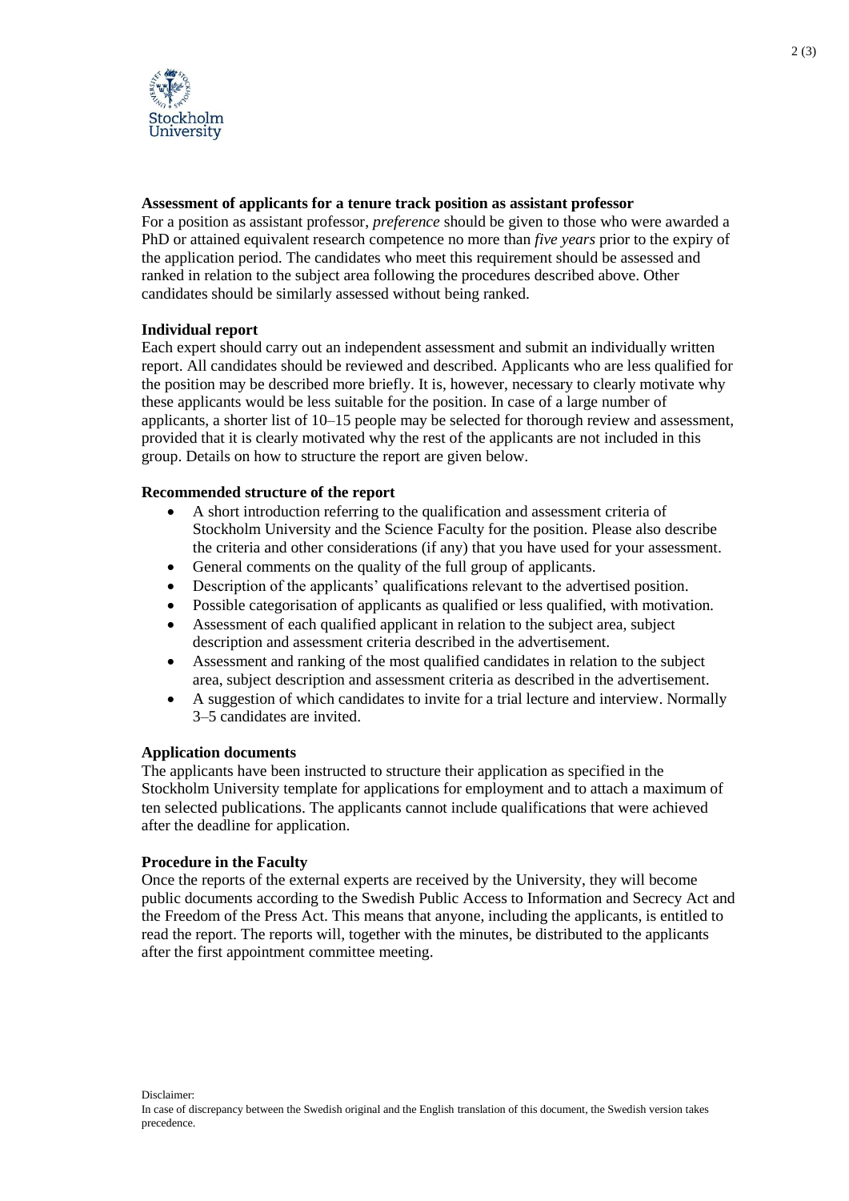**Assessment of applicants for a tenure track position as assistant professor**

For a position as assistant professor, *preference* should be given to those who were awarded a PhD or attained equivalent research competence no more than *five years* prior to the expiry of the application period. The candidates who meet this requirement should be assessed and ranked in relation to the subject area following the procedures described above. Other candidates should be similarly assessed without being ranked.

**Individual report**

Each expert should carry out an independent assessment and submit an individually written report. All candidates should be reviewed and described. Applicants who are less qualified for the position may be described more briefly. It is, however, necessary to clearly motivate why these applicants would be less suitable for the position. In case of a large number of applicants, a shorter list of 10–15 people may be selected for thorough review and assessment, provided that it is clearly motivated why the rest of the applicants are not included in this group. Details on how to structure the report are given below.

**Recommended structure of the report**

- A short introduction referring to the qualification and assessment criteria of Stockholm University and the Science Faculty for the position. Please also describe the criteria and other considerations (if any) that you have used for your assessment.
- General comments on the quality of the full group of applicants.
- Description of the applicants' qualifications relevant to the advertised position.
- Possible categorisation of applicants as qualified or less qualified, with motivation.
- Assessment of each qualified applicant in relation to the subject area, subject description and assessment criteria described in the advertisement.
- Assessment and ranking of the most qualified candidates in relation to the subject area, subject description and assessment criteria as described in the advertisement.
- A suggestion of which candidates to invite for a trial lecture and interview. Normally 3–5 candidates are invited.

**Application documents**

The applicants have been instructed to structure their application as specified in the Stockholm University template for applications for employment and to attach a maximum of ten selected publications. The applicants cannot include qualifications that were achieved after the deadline for application.

**Procedure in the Faculty**

Once the reports of the external experts are received by the University, they will become public documents according to the Swedish Public Access to Information and Secrecy Act and the Freedom of the Press Act. This means that anyone, including the applicants, is entitled to read the report. The reports will, together with the minutes, be distributed to the applicants after the first appointment committee meeting.

Disclaimer:
In case of discrepancy between the Swedish original and the English translation of this document, the Swedish version takes precedence.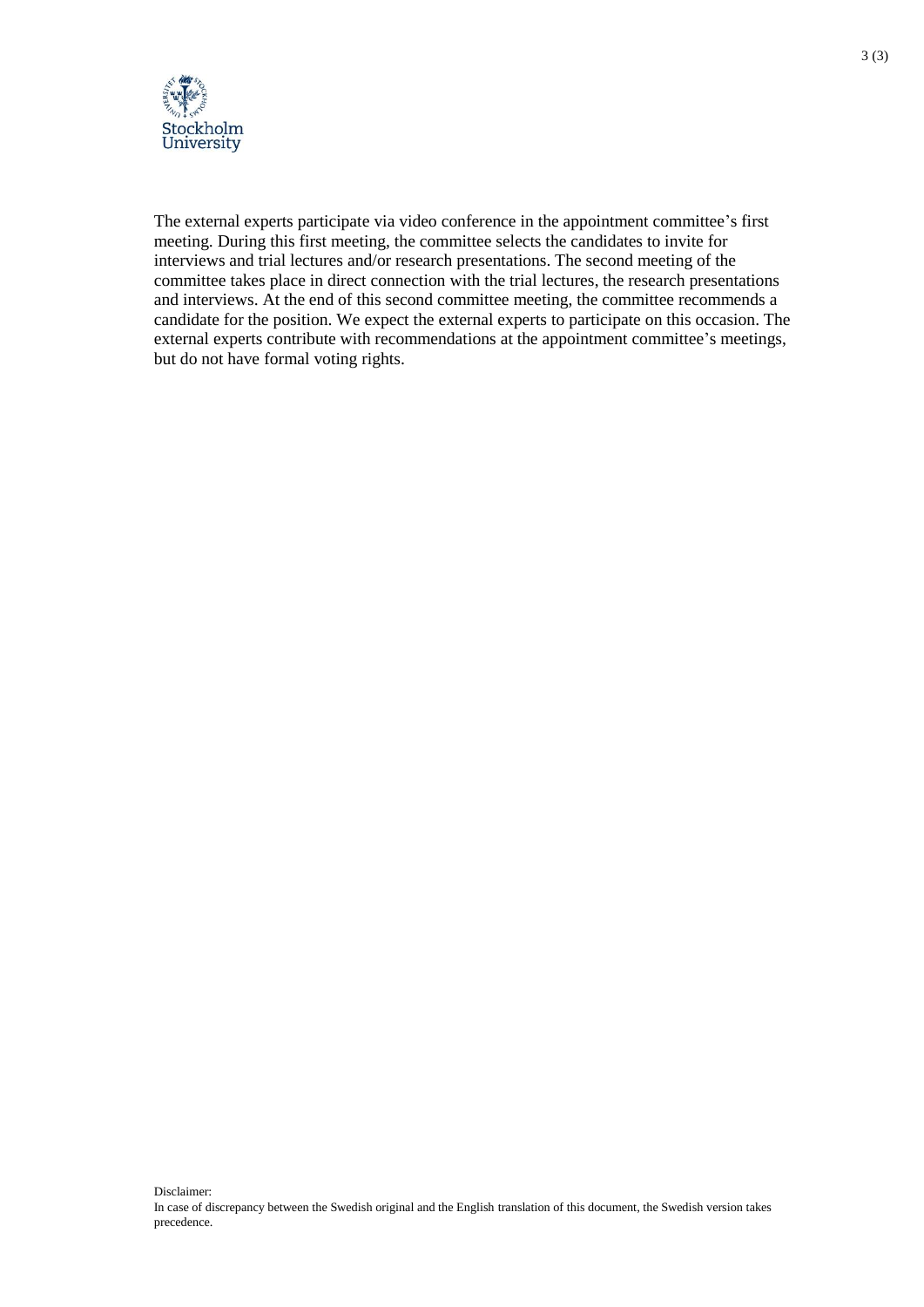The external experts participate via video conference in the appointment committee's first meeting. During this first meeting, the committee selects the candidates to invite for interviews and trial lectures and/or research presentations. The second meeting of the committee takes place in direct connection with the trial lectures, the research presentations and interviews. At the end of this second committee meeting, the committee recommends a candidate for the position. We expect the external experts to participate on this occasion. The external experts contribute with recommendations at the appointment committee's meetings, but do not have formal voting rights.

Disclaimer:
In case of discrepancy between the Swedish original and the English translation of this document, the Swedish version takes precedence.